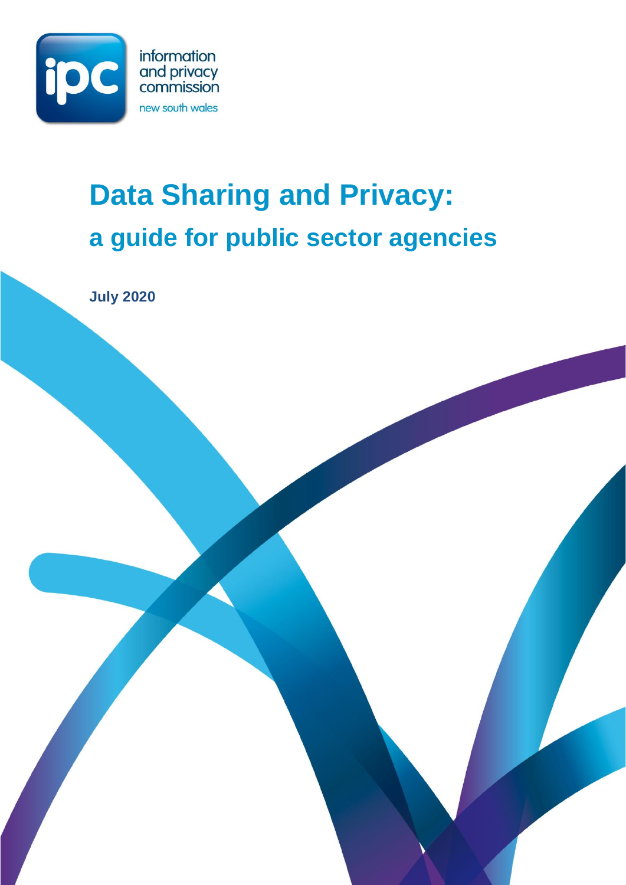information and privacy commission new south wales

# Data Sharing and Privacy:

## a guide for public sector agencies

**July 2020**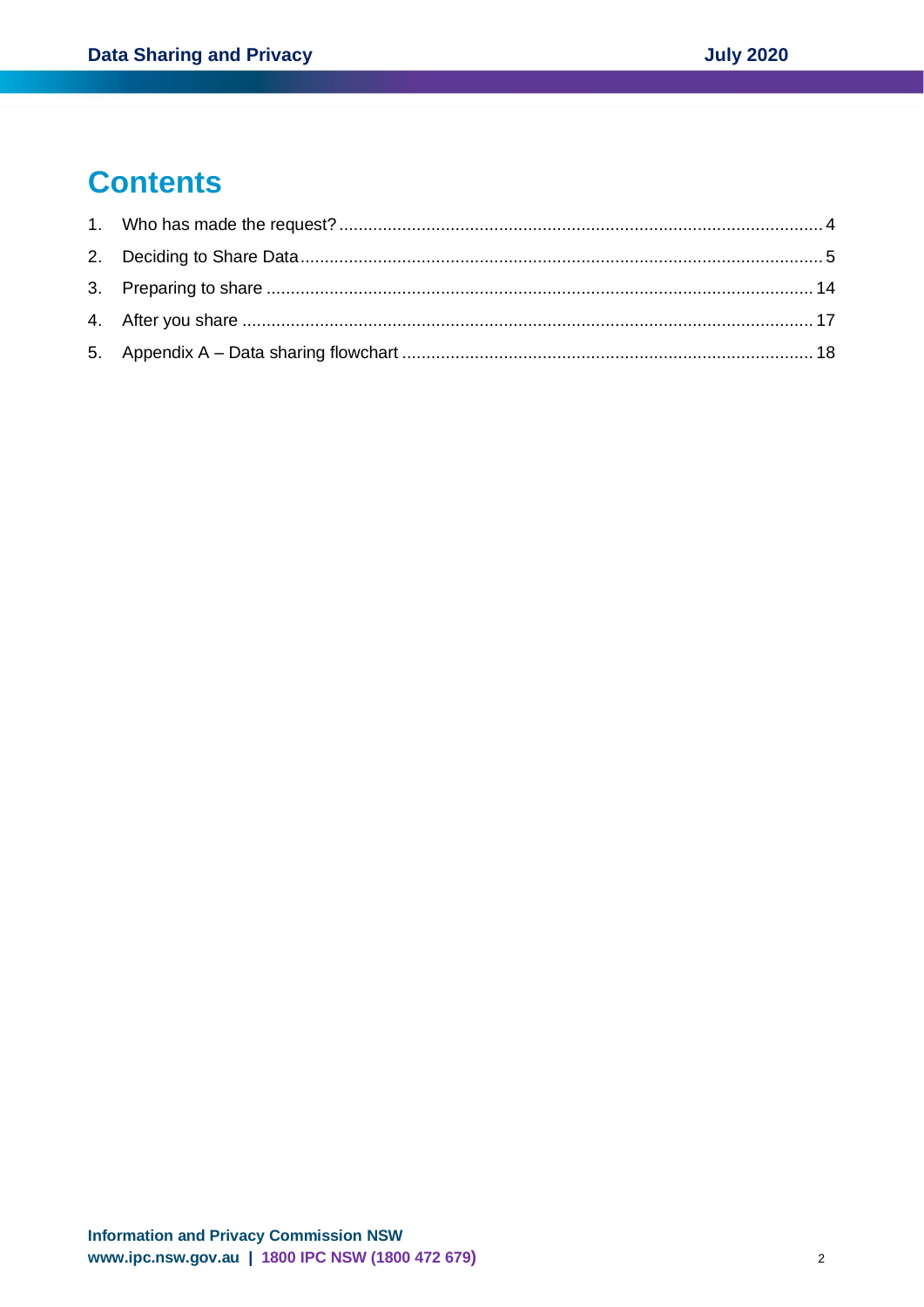# Contents

1. Who has made the request? .......... 4
2. Deciding to Share Data .......... 5
3. Preparing to share .......... 14
4. After you share .......... 17
5. Appendix A – Data sharing flowchart .......... 18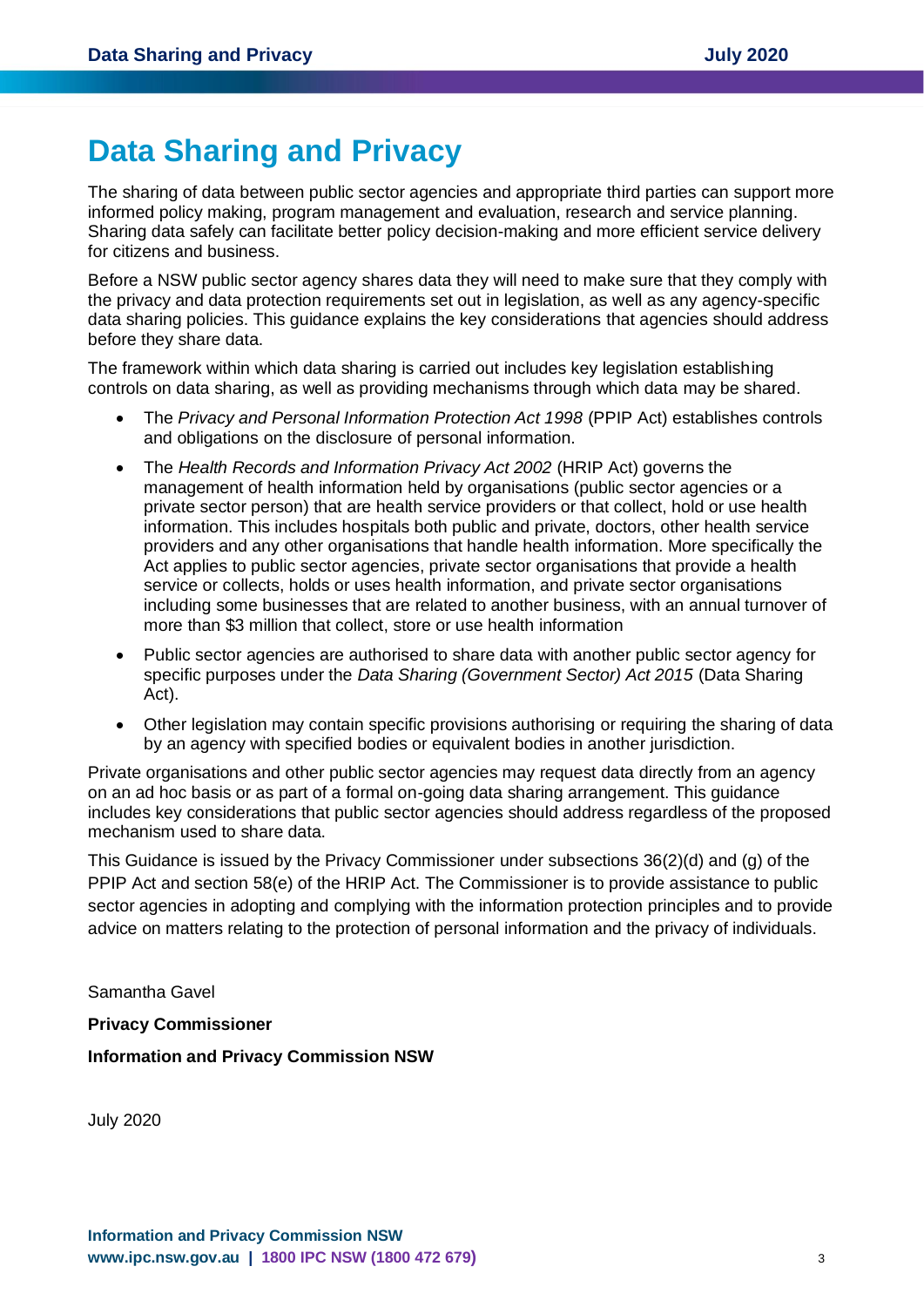# Data Sharing and Privacy

The sharing of data between public sector agencies and appropriate third parties can support more informed policy making, program management and evaluation, research and service planning. Sharing data safely can facilitate better policy decision-making and more efficient service delivery for citizens and business.

Before a NSW public sector agency shares data they will need to make sure that they comply with the privacy and data protection requirements set out in legislation, as well as any agency-specific data sharing policies. This guidance explains the key considerations that agencies should address before they share data.

The framework within which data sharing is carried out includes key legislation establishing controls on data sharing, as well as providing mechanisms through which data may be shared.

- The *Privacy and Personal Information Protection Act 1998* (PPIP Act) establishes controls and obligations on the disclosure of personal information.
- The *Health Records and Information Privacy Act 2002* (HRIP Act) governs the management of health information held by organisations (public sector agencies or a private sector person) that are health service providers or that collect, hold or use health information. This includes hospitals both public and private, doctors, other health service providers and any other organisations that handle health information. More specifically the Act applies to public sector agencies, private sector organisations that provide a health service or collects, holds or uses health information, and private sector organisations including some businesses that are related to another business, with an annual turnover of more than $3 million that collect, store or use health information
- Public sector agencies are authorised to share data with another public sector agency for specific purposes under the *Data Sharing (Government Sector) Act 2015* (Data Sharing Act).
- Other legislation may contain specific provisions authorising or requiring the sharing of data by an agency with specified bodies or equivalent bodies in another jurisdiction.

Private organisations and other public sector agencies may request data directly from an agency on an ad hoc basis or as part of a formal on-going data sharing arrangement. This guidance includes key considerations that public sector agencies should address regardless of the proposed mechanism used to share data.

This Guidance is issued by the Privacy Commissioner under subsections 36(2)(d) and (g) of the PPIP Act and section 58(e) of the HRIP Act. The Commissioner is to provide assistance to public sector agencies in adopting and complying with the information protection principles and to provide advice on matters relating to the protection of personal information and the privacy of individuals.

Samantha Gavel

**Privacy Commissioner**

**Information and Privacy Commission NSW**

July 2020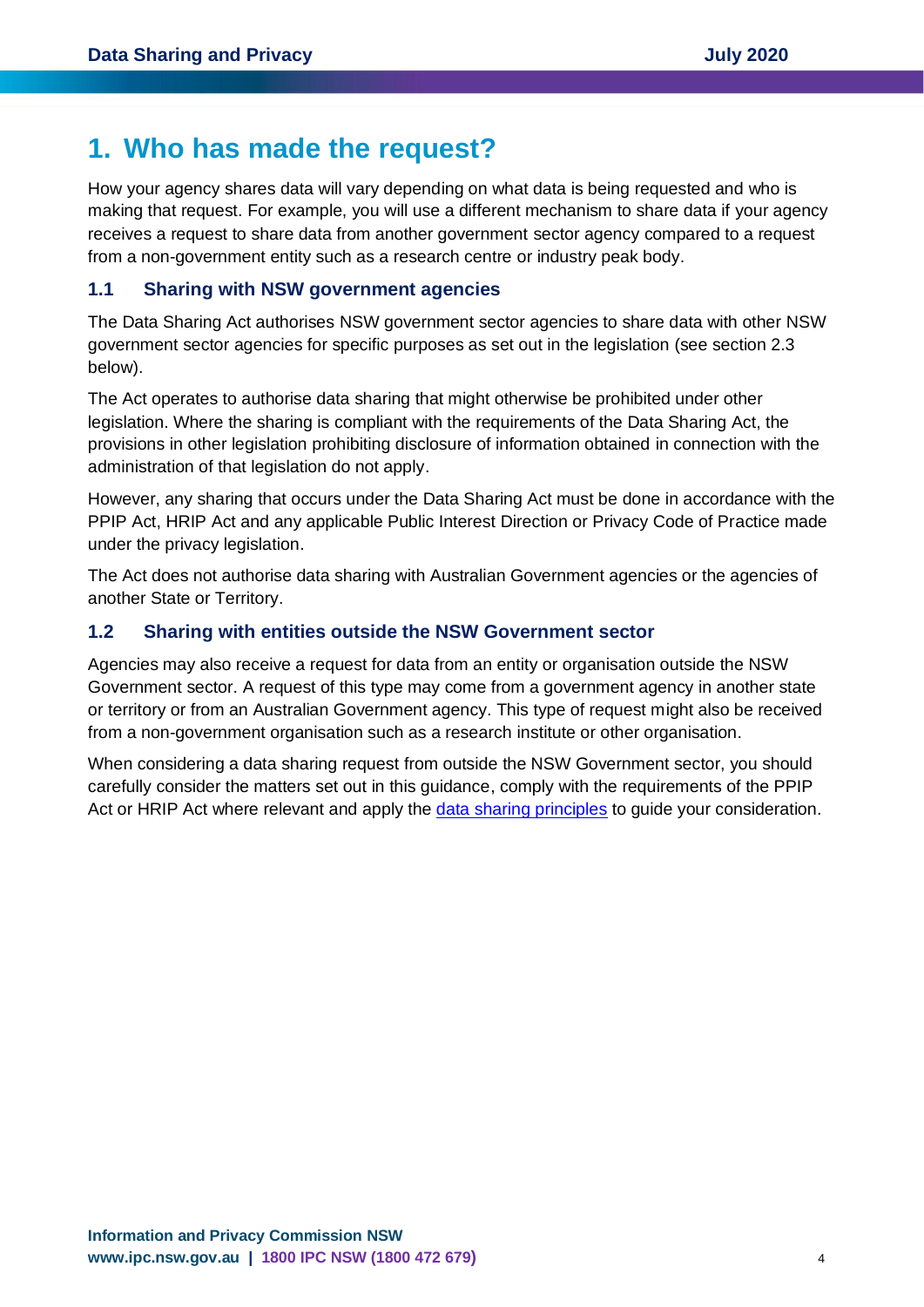# 1. Who has made the request?

How your agency shares data will vary depending on what data is being requested and who is making that request. For example, you will use a different mechanism to share data if your agency receives a request to share data from another government sector agency compared to a request from a non-government entity such as a research centre or industry peak body.

## 1.1 Sharing with NSW government agencies

The Data Sharing Act authorises NSW government sector agencies to share data with other NSW government sector agencies for specific purposes as set out in the legislation (see section 2.3 below).

The Act operates to authorise data sharing that might otherwise be prohibited under other legislation. Where the sharing is compliant with the requirements of the Data Sharing Act, the provisions in other legislation prohibiting disclosure of information obtained in connection with the administration of that legislation do not apply.

However, any sharing that occurs under the Data Sharing Act must be done in accordance with the PPIP Act, HRIP Act and any applicable Public Interest Direction or Privacy Code of Practice made under the privacy legislation.

The Act does not authorise data sharing with Australian Government agencies or the agencies of another State or Territory.

## 1.2 Sharing with entities outside the NSW Government sector

Agencies may also receive a request for data from an entity or organisation outside the NSW Government sector. A request of this type may come from a government agency in another state or territory or from an Australian Government agency. This type of request might also be received from a non-government organisation such as a research institute or other organisation.

When considering a data sharing request from outside the NSW Government sector, you should carefully consider the matters set out in this guidance, comply with the requirements of the PPIP Act or HRIP Act where relevant and apply the data sharing principles to guide your consideration.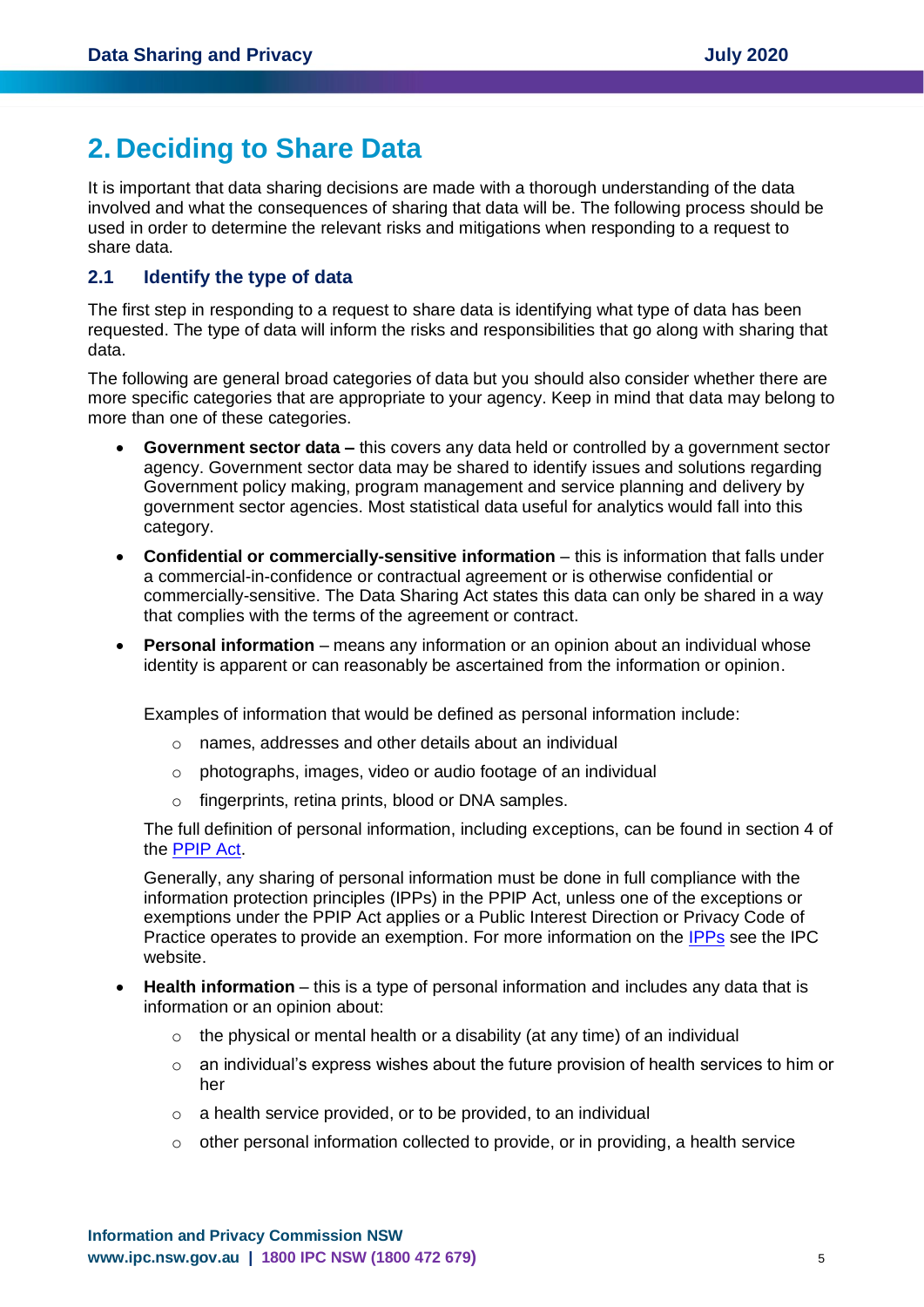# 2. Deciding to Share Data

It is important that data sharing decisions are made with a thorough understanding of the data involved and what the consequences of sharing that data will be. The following process should be used in order to determine the relevant risks and mitigations when responding to a request to share data.

## 2.1 Identify the type of data

The first step in responding to a request to share data is identifying what type of data has been requested. The type of data will inform the risks and responsibilities that go along with sharing that data.

The following are general broad categories of data but you should also consider whether there are more specific categories that are appropriate to your agency. Keep in mind that data may belong to more than one of these categories.

- **Government sector data –** this covers any data held or controlled by a government sector agency. Government sector data may be shared to identify issues and solutions regarding Government policy making, program management and service planning and delivery by government sector agencies. Most statistical data useful for analytics would fall into this category.
- **Confidential or commercially-sensitive information** – this is information that falls under a commercial-in-confidence or contractual agreement or is otherwise confidential or commercially-sensitive. The Data Sharing Act states this data can only be shared in a way that complies with the terms of the agreement or contract.
- **Personal information** – means any information or an opinion about an individual whose identity is apparent or can reasonably be ascertained from the information or opinion.

  Examples of information that would be defined as personal information include:

  - names, addresses and other details about an individual
  - photographs, images, video or audio footage of an individual
  - fingerprints, retina prints, blood or DNA samples.

  The full definition of personal information, including exceptions, can be found in section 4 of the PPIP Act.

  Generally, any sharing of personal information must be done in full compliance with the information protection principles (IPPs) in the PPIP Act, unless one of the exceptions or exemptions under the PPIP Act applies or a Public Interest Direction or Privacy Code of Practice operates to provide an exemption. For more information on the IPPs see the IPC website.
- **Health information** – this is a type of personal information and includes any data that is information or an opinion about:
  - the physical or mental health or a disability (at any time) of an individual
  - an individual's express wishes about the future provision of health services to him or her
  - a health service provided, or to be provided, to an individual
  - other personal information collected to provide, or in providing, a health service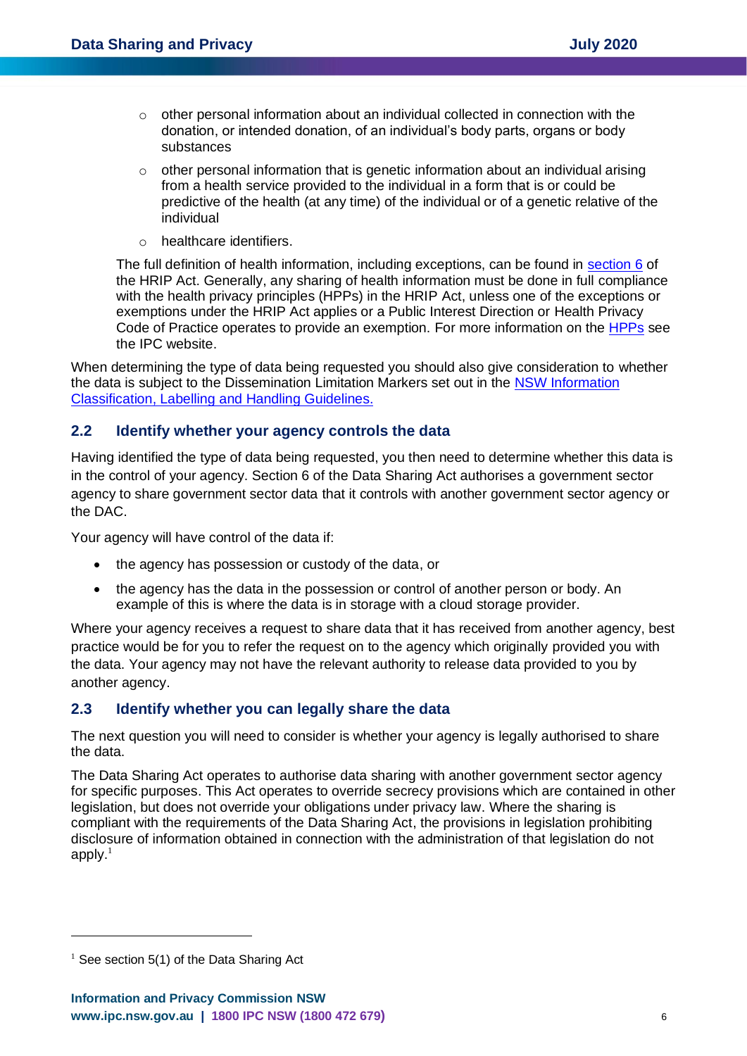- other personal information about an individual collected in connection with the donation, or intended donation, of an individual's body parts, organs or body substances
- other personal information that is genetic information about an individual arising from a health service provided to the individual in a form that is or could be predictive of the health (at any time) of the individual or of a genetic relative of the individual
- healthcare identifiers.

The full definition of health information, including exceptions, can be found in section 6 of the HRIP Act. Generally, any sharing of health information must be done in full compliance with the health privacy principles (HPPs) in the HRIP Act, unless one of the exceptions or exemptions under the HRIP Act applies or a Public Interest Direction or Health Privacy Code of Practice operates to provide an exemption. For more information on the HPPs see the IPC website.

When determining the type of data being requested you should also give consideration to whether the data is subject to the Dissemination Limitation Markers set out in the NSW Information Classification, Labelling and Handling Guidelines.

## 2.2 Identify whether your agency controls the data

Having identified the type of data being requested, you then need to determine whether this data is in the control of your agency. Section 6 of the Data Sharing Act authorises a government sector agency to share government sector data that it controls with another government sector agency or the DAC.

Your agency will have control of the data if:

- the agency has possession or custody of the data, or
- the agency has the data in the possession or control of another person or body. An example of this is where the data is in storage with a cloud storage provider.

Where your agency receives a request to share data that it has received from another agency, best practice would be for you to refer the request on to the agency which originally provided you with the data. Your agency may not have the relevant authority to release data provided to you by another agency.

## 2.3 Identify whether you can legally share the data

The next question you will need to consider is whether your agency is legally authorised to share the data.

The Data Sharing Act operates to authorise data sharing with another government sector agency for specific purposes. This Act operates to override secrecy provisions which are contained in other legislation, but does not override your obligations under privacy law. Where the sharing is compliant with the requirements of the Data Sharing Act, the provisions in legislation prohibiting disclosure of information obtained in connection with the administration of that legislation do not apply.[1]

---

[1] See section 5(1) of the Data Sharing Act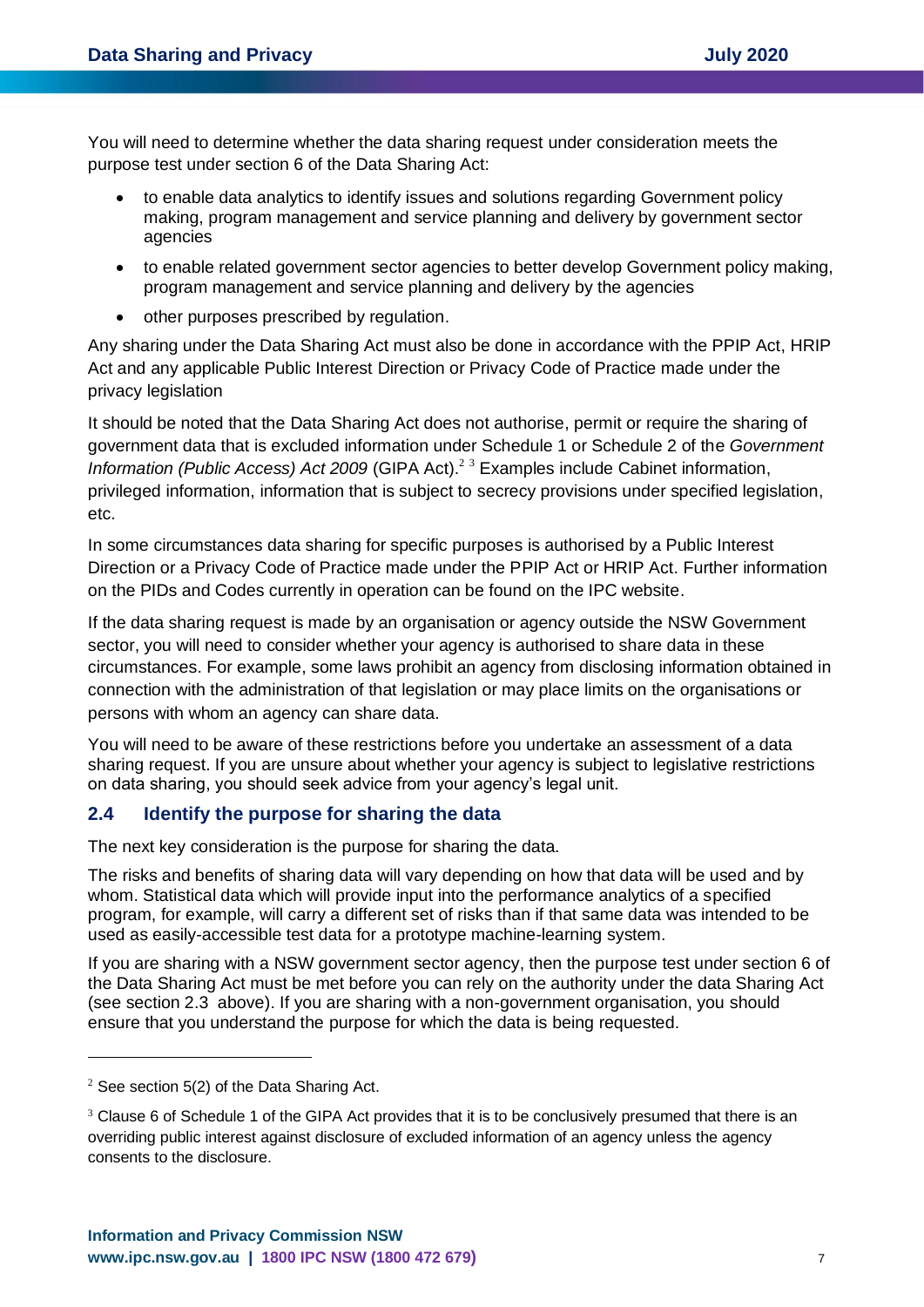You will need to determine whether the data sharing request under consideration meets the purpose test under section 6 of the Data Sharing Act:

- to enable data analytics to identify issues and solutions regarding Government policy making, program management and service planning and delivery by government sector agencies
- to enable related government sector agencies to better develop Government policy making, program management and service planning and delivery by the agencies
- other purposes prescribed by regulation.

Any sharing under the Data Sharing Act must also be done in accordance with the PPIP Act, HRIP Act and any applicable Public Interest Direction or Privacy Code of Practice made under the privacy legislation

It should be noted that the Data Sharing Act does not authorise, permit or require the sharing of government data that is excluded information under Schedule 1 or Schedule 2 of the *Government Information (Public Access) Act 2009* (GIPA Act).[2] [3] Examples include Cabinet information, privileged information, information that is subject to secrecy provisions under specified legislation, etc.

In some circumstances data sharing for specific purposes is authorised by a Public Interest Direction or a Privacy Code of Practice made under the PPIP Act or HRIP Act. Further information on the PIDs and Codes currently in operation can be found on the IPC website.

If the data sharing request is made by an organisation or agency outside the NSW Government sector, you will need to consider whether your agency is authorised to share data in these circumstances. For example, some laws prohibit an agency from disclosing information obtained in connection with the administration of that legislation or may place limits on the organisations or persons with whom an agency can share data.

You will need to be aware of these restrictions before you undertake an assessment of a data sharing request. If you are unsure about whether your agency is subject to legislative restrictions on data sharing, you should seek advice from your agency's legal unit.

## 2.4 Identify the purpose for sharing the data

The next key consideration is the purpose for sharing the data.

The risks and benefits of sharing data will vary depending on how that data will be used and by whom. Statistical data which will provide input into the performance analytics of a specified program, for example, will carry a different set of risks than if that same data was intended to be used as easily-accessible test data for a prototype machine-learning system.

If you are sharing with a NSW government sector agency, then the purpose test under section 6 of the Data Sharing Act must be met before you can rely on the authority under the data Sharing Act (see section 2.3 above). If you are sharing with a non-government organisation, you should ensure that you understand the purpose for which the data is being requested.

---

[2] See section 5(2) of the Data Sharing Act.

[3] Clause 6 of Schedule 1 of the GIPA Act provides that it is to be conclusively presumed that there is an overriding public interest against disclosure of excluded information of an agency unless the agency consents to the disclosure.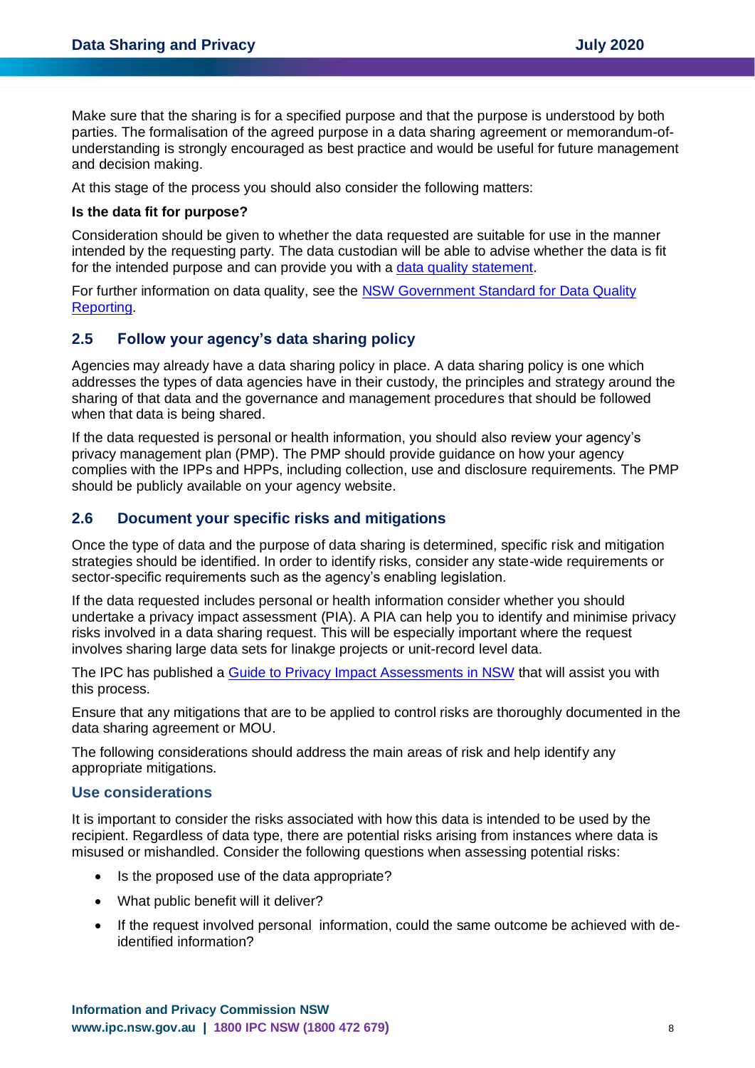Make sure that the sharing is for a specified purpose and that the purpose is understood by both parties. The formalisation of the agreed purpose in a data sharing agreement or memorandum-of-understanding is strongly encouraged as best practice and would be useful for future management and decision making.

At this stage of the process you should also consider the following matters:

**Is the data fit for purpose?**

Consideration should be given to whether the data requested are suitable for use in the manner intended by the requesting party. The data custodian will be able to advise whether the data is fit for the intended purpose and can provide you with a data quality statement.

For further information on data quality, see the NSW Government Standard for Data Quality Reporting.

## 2.5 Follow your agency's data sharing policy

Agencies may already have a data sharing policy in place. A data sharing policy is one which addresses the types of data agencies have in their custody, the principles and strategy around the sharing of that data and the governance and management procedures that should be followed when that data is being shared.

If the data requested is personal or health information, you should also review your agency's privacy management plan (PMP). The PMP should provide guidance on how your agency complies with the IPPs and HPPs, including collection, use and disclosure requirements. The PMP should be publicly available on your agency website.

## 2.6 Document your specific risks and mitigations

Once the type of data and the purpose of data sharing is determined, specific risk and mitigation strategies should be identified. In order to identify risks, consider any state-wide requirements or sector-specific requirements such as the agency's enabling legislation.

If the data requested includes personal or health information consider whether you should undertake a privacy impact assessment (PIA). A PIA can help you to identify and minimise privacy risks involved in a data sharing request. This will be especially important where the request involves sharing large data sets for linakge projects or unit-record level data.

The IPC has published a Guide to Privacy Impact Assessments in NSW that will assist you with this process.

Ensure that any mitigations that are to be applied to control risks are thoroughly documented in the data sharing agreement or MOU.

The following considerations should address the main areas of risk and help identify any appropriate mitigations.

### Use considerations

It is important to consider the risks associated with how this data is intended to be used by the recipient. Regardless of data type, there are potential risks arising from instances where data is misused or mishandled. Consider the following questions when assessing potential risks:

- Is the proposed use of the data appropriate?
- What public benefit will it deliver?
- If the request involved personal information, could the same outcome be achieved with de-identified information?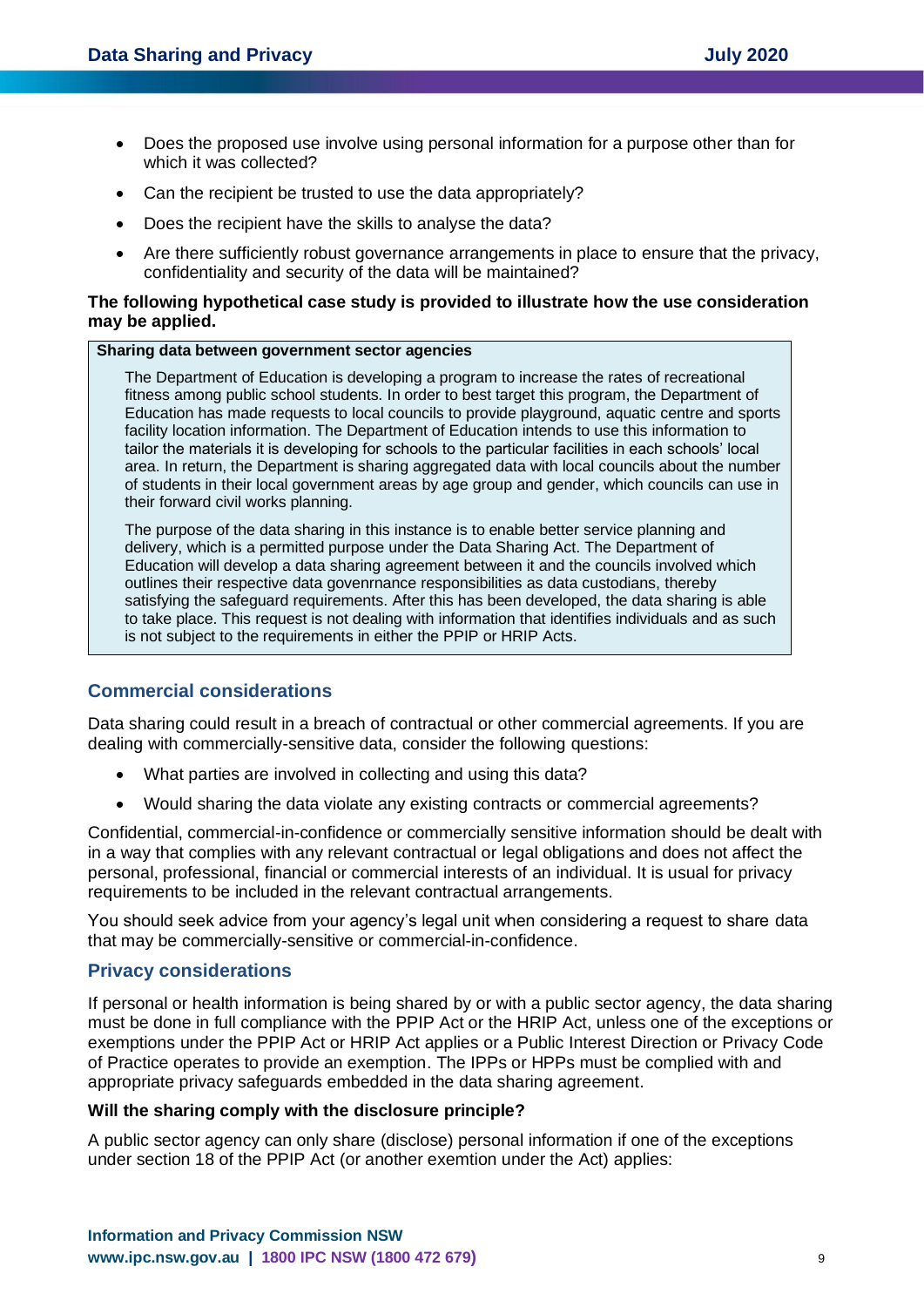- Does the proposed use involve using personal information for a purpose other than for which it was collected?
- Can the recipient be trusted to use the data appropriately?
- Does the recipient have the skills to analyse the data?
- Are there sufficiently robust governance arrangements in place to ensure that the privacy, confidentiality and security of the data will be maintained?

**The following hypothetical case study is provided to illustrate how the use consideration may be applied.**

> **Sharing data between government sector agencies**
>
> The Department of Education is developing a program to increase the rates of recreational fitness among public school students. In order to best target this program, the Department of Education has made requests to local councils to provide playground, aquatic centre and sports facility location information. The Department of Education intends to use this information to tailor the materials it is developing for schools to the particular facilities in each schools' local area. In return, the Department is sharing aggregated data with local councils about the number of students in their local government areas by age group and gender, which councils can use in their forward civil works planning.
>
> The purpose of the data sharing in this instance is to enable better service planning and delivery, which is a permitted purpose under the Data Sharing Act. The Department of Education will develop a data sharing agreement between it and the councils involved which outlines their respective data govenrnance responsibilities as data custodians, thereby satisfying the safeguard requirements. After this has been developed, the data sharing is able to take place. This request is not dealing with information that identifies individuals and as such is not subject to the requirements in either the PPIP or HRIP Acts.

## Commercial considerations

Data sharing could result in a breach of contractual or other commercial agreements. If you are dealing with commercially-sensitive data, consider the following questions:

- What parties are involved in collecting and using this data?
- Would sharing the data violate any existing contracts or commercial agreements?

Confidential, commercial-in-confidence or commercially sensitive information should be dealt with in a way that complies with any relevant contractual or legal obligations and does not affect the personal, professional, financial or commercial interests of an individual. It is usual for privacy requirements to be included in the relevant contractual arrangements.

You should seek advice from your agency's legal unit when considering a request to share data that may be commercially-sensitive or commercial-in-confidence.

## Privacy considerations

If personal or health information is being shared by or with a public sector agency, the data sharing must be done in full compliance with the PPIP Act or the HRIP Act, unless one of the exceptions or exemptions under the PPIP Act or HRIP Act applies or a Public Interest Direction or Privacy Code of Practice operates to provide an exemption. The IPPs or HPPs must be complied with and appropriate privacy safeguards embedded in the data sharing agreement.

**Will the sharing comply with the disclosure principle?**

A public sector agency can only share (disclose) personal information if one of the exceptions under section 18 of the PPIP Act (or another exemtion under the Act) applies: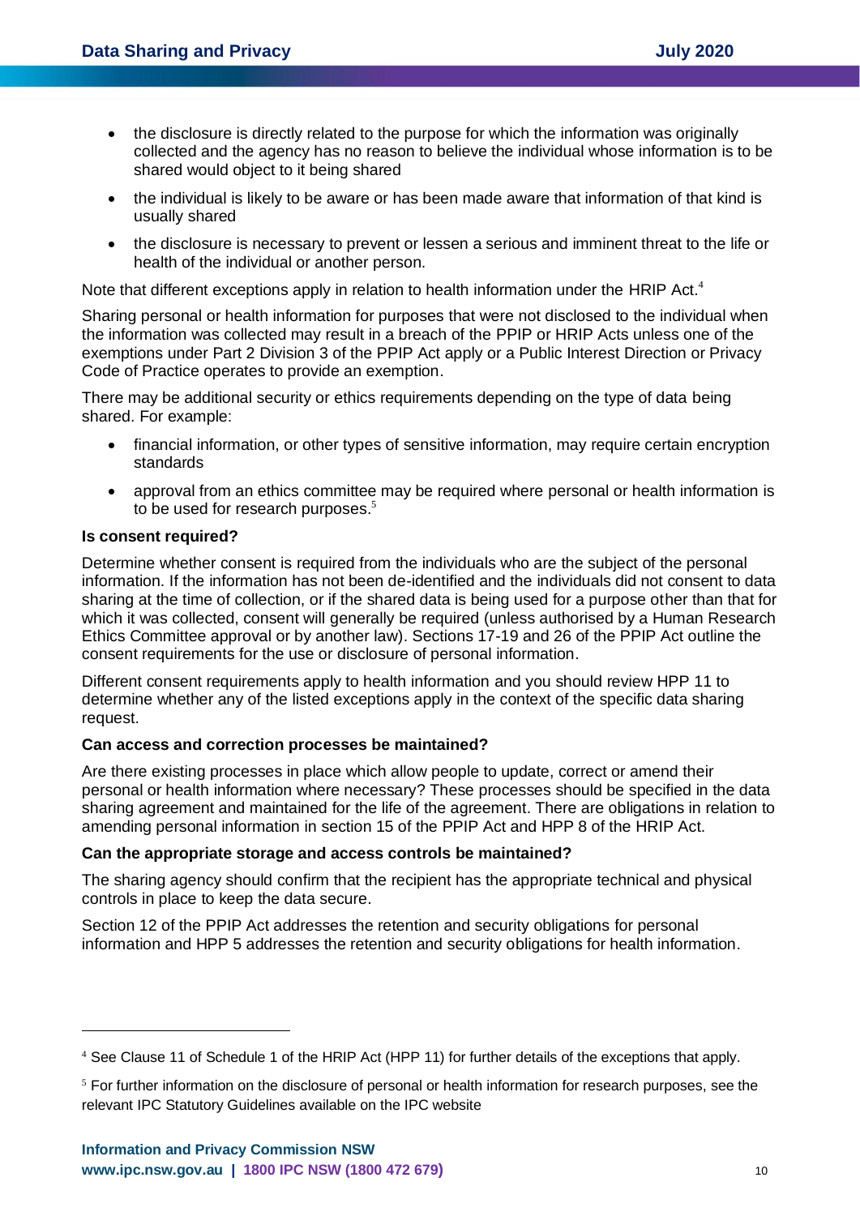- the disclosure is directly related to the purpose for which the information was originally collected and the agency has no reason to believe the individual whose information is to be shared would object to it being shared
- the individual is likely to be aware or has been made aware that information of that kind is usually shared
- the disclosure is necessary to prevent or lessen a serious and imminent threat to the life or health of the individual or another person.

Note that different exceptions apply in relation to health information under the HRIP Act.[4]

Sharing personal or health information for purposes that were not disclosed to the individual when the information was collected may result in a breach of the PPIP or HRIP Acts unless one of the exemptions under Part 2 Division 3 of the PPIP Act apply or a Public Interest Direction or Privacy Code of Practice operates to provide an exemption.

There may be additional security or ethics requirements depending on the type of data being shared. For example:

- financial information, or other types of sensitive information, may require certain encryption standards
- approval from an ethics committee may be required where personal or health information is to be used for research purposes.[5]

**Is consent required?**

Determine whether consent is required from the individuals who are the subject of the personal information. If the information has not been de-identified and the individuals did not consent to data sharing at the time of collection, or if the shared data is being used for a purpose other than that for which it was collected, consent will generally be required (unless authorised by a Human Research Ethics Committee approval or by another law). Sections 17-19 and 26 of the PPIP Act outline the consent requirements for the use or disclosure of personal information.

Different consent requirements apply to health information and you should review HPP 11 to determine whether any of the listed exceptions apply in the context of the specific data sharing request.

**Can access and correction processes be maintained?**

Are there existing processes in place which allow people to update, correct or amend their personal or health information where necessary? These processes should be specified in the data sharing agreement and maintained for the life of the agreement. There are obligations in relation to amending personal information in section 15 of the PPIP Act and HPP 8 of the HRIP Act.

**Can the appropriate storage and access controls be maintained?**

The sharing agency should confirm that the recipient has the appropriate technical and physical controls in place to keep the data secure.

Section 12 of the PPIP Act addresses the retention and security obligations for personal information and HPP 5 addresses the retention and security obligations for health information.

---

[4] See Clause 11 of Schedule 1 of the HRIP Act (HPP 11) for further details of the exceptions that apply.

[5] For further information on the disclosure of personal or health information for research purposes, see the relevant IPC Statutory Guidelines available on the IPC website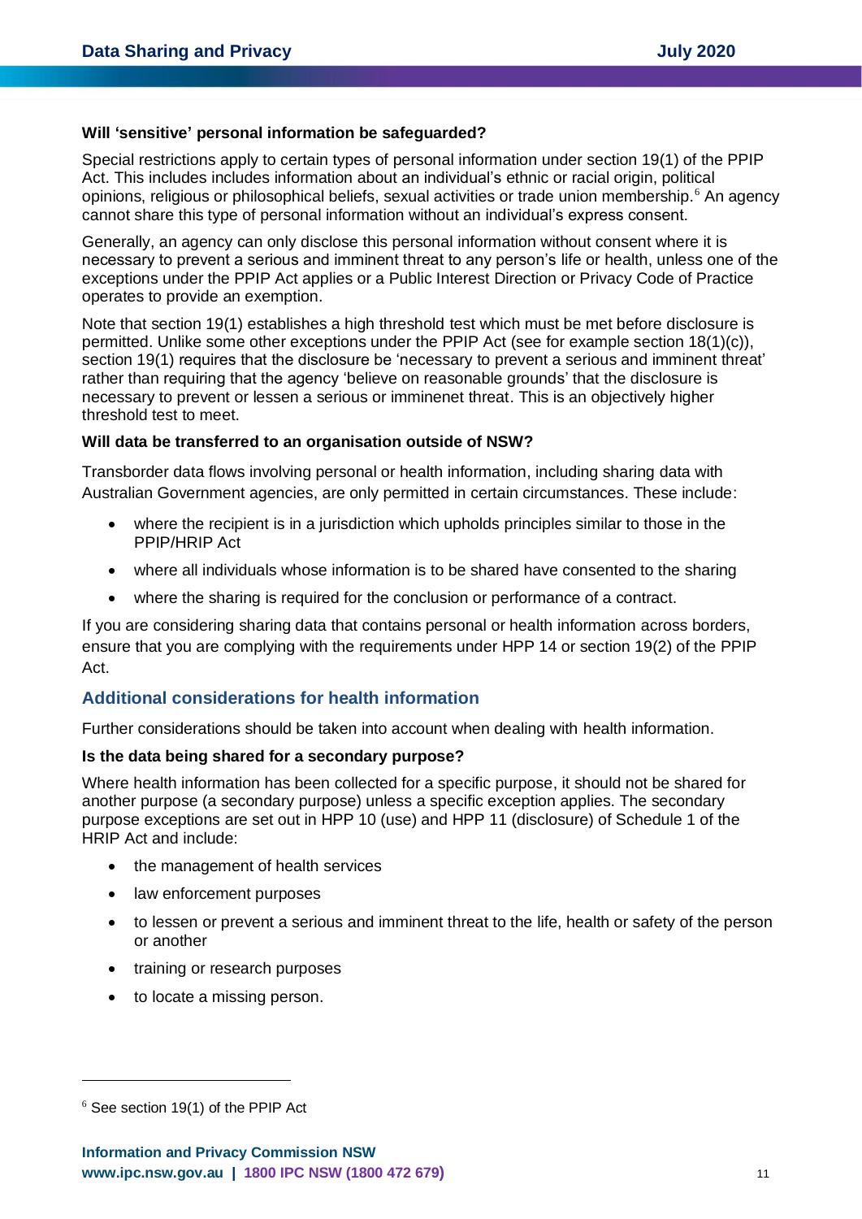**Will 'sensitive' personal information be safeguarded?**

Special restrictions apply to certain types of personal information under section 19(1) of the PPIP Act. This includes includes information about an individual's ethnic or racial origin, political opinions, religious or philosophical beliefs, sexual activities or trade union membership.[6] An agency cannot share this type of personal information without an individual's express consent.

Generally, an agency can only disclose this personal information without consent where it is necessary to prevent a serious and imminent threat to any person's life or health, unless one of the exceptions under the PPIP Act applies or a Public Interest Direction or Privacy Code of Practice operates to provide an exemption.

Note that section 19(1) establishes a high threshold test which must be met before disclosure is permitted. Unlike some other exceptions under the PPIP Act (see for example section 18(1)(c)), section 19(1) requires that the disclosure be 'necessary to prevent a serious and imminent threat' rather than requiring that the agency 'believe on reasonable grounds' that the disclosure is necessary to prevent or lessen a serious or imminenet threat. This is an objectively higher threshold test to meet.

**Will data be transferred to an organisation outside of NSW?**

Transborder data flows involving personal or health information, including sharing data with Australian Government agencies, are only permitted in certain circumstances. These include:

- where the recipient is in a jurisdiction which upholds principles similar to those in the PPIP/HRIP Act
- where all individuals whose information is to be shared have consented to the sharing
- where the sharing is required for the conclusion or performance of a contract.

If you are considering sharing data that contains personal or health information across borders, ensure that you are complying with the requirements under HPP 14 or section 19(2) of the PPIP Act.

## Additional considerations for health information

Further considerations should be taken into account when dealing with health information.

**Is the data being shared for a secondary purpose?**

Where health information has been collected for a specific purpose, it should not be shared for another purpose (a secondary purpose) unless a specific exception applies. The secondary purpose exceptions are set out in HPP 10 (use) and HPP 11 (disclosure) of Schedule 1 of the HRIP Act and include:

- the management of health services
- law enforcement purposes
- to lessen or prevent a serious and imminent threat to the life, health or safety of the person or another
- training or research purposes
- to locate a missing person.

[6] See section 19(1) of the PPIP Act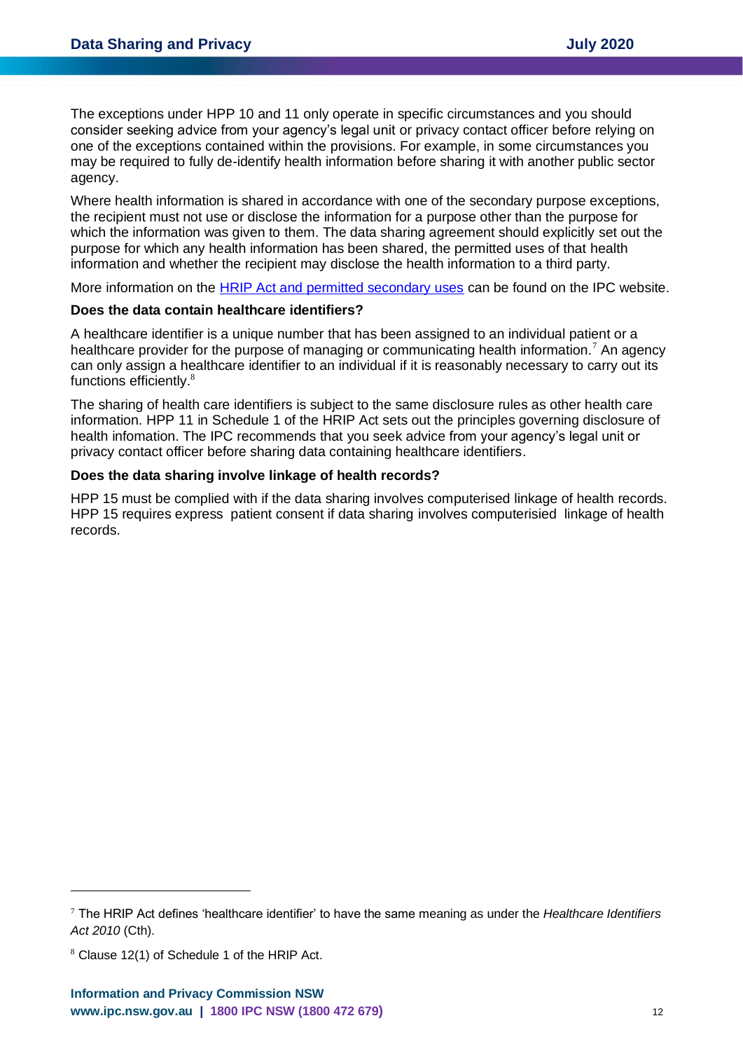The exceptions under HPP 10 and 11 only operate in specific circumstances and you should consider seeking advice from your agency's legal unit or privacy contact officer before relying on one of the exceptions contained within the provisions. For example, in some circumstances you may be required to fully de-identify health information before sharing it with another public sector agency.

Where health information is shared in accordance with one of the secondary purpose exceptions, the recipient must not use or disclose the information for a purpose other than the purpose for which the information was given to them. The data sharing agreement should explicitly set out the purpose for which any health information has been shared, the permitted uses of that health information and whether the recipient may disclose the health information to a third party.

More information on the [HRIP Act and permitted secondary uses]() can be found on the IPC website.

**Does the data contain healthcare identifiers?**

A healthcare identifier is a unique number that has been assigned to an individual patient or a healthcare provider for the purpose of managing or communicating health information.[7] An agency can only assign a healthcare identifier to an individual if it is reasonably necessary to carry out its functions efficiently.[8]

The sharing of health care identifiers is subject to the same disclosure rules as other health care information. HPP 11 in Schedule 1 of the HRIP Act sets out the principles governing disclosure of health infomation. The IPC recommends that you seek advice from your agency's legal unit or privacy contact officer before sharing data containing healthcare identifiers.

**Does the data sharing involve linkage of health records?**

HPP 15 must be complied with if the data sharing involves computerised linkage of health records. HPP 15 requires express patient consent if data sharing involves computerisied linkage of health records.

---

[7] The HRIP Act defines 'healthcare identifier' to have the same meaning as under the *Healthcare Identifiers Act 2010* (Cth).

[8] Clause 12(1) of Schedule 1 of the HRIP Act.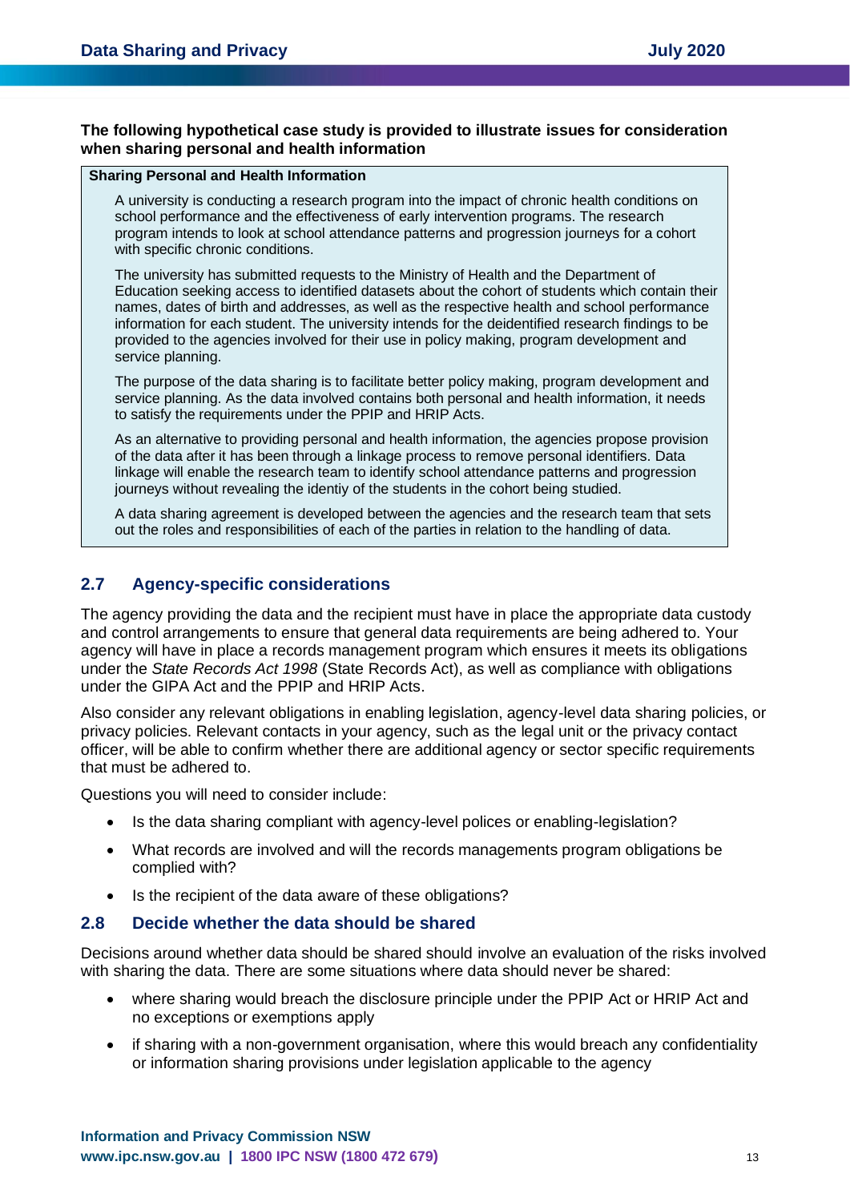**The following hypothetical case study is provided to illustrate issues for consideration when sharing personal and health information**

> **Sharing Personal and Health Information**
>
> A university is conducting a research program into the impact of chronic health conditions on school performance and the effectiveness of early intervention programs. The research program intends to look at school attendance patterns and progression journeys for a cohort with specific chronic conditions.
>
> The university has submitted requests to the Ministry of Health and the Department of Education seeking access to identified datasets about the cohort of students which contain their names, dates of birth and addresses, as well as the respective health and school performance information for each student. The university intends for the deidentified research findings to be provided to the agencies involved for their use in policy making, program development and service planning.
>
> The purpose of the data sharing is to facilitate better policy making, program development and service planning. As the data involved contains both personal and health information, it needs to satisfy the requirements under the PPIP and HRIP Acts.
>
> As an alternative to providing personal and health information, the agencies propose provision of the data after it has been through a linkage process to remove personal identifiers. Data linkage will enable the research team to identify school attendance patterns and progression journeys without revealing the identiy of the students in the cohort being studied.
>
> A data sharing agreement is developed between the agencies and the research team that sets out the roles and responsibilities of each of the parties in relation to the handling of data.

## 2.7 Agency-specific considerations

The agency providing the data and the recipient must have in place the appropriate data custody and control arrangements to ensure that general data requirements are being adhered to. Your agency will have in place a records management program which ensures it meets its obligations under the *State Records Act 1998* (State Records Act), as well as compliance with obligations under the GIPA Act and the PPIP and HRIP Acts.

Also consider any relevant obligations in enabling legislation, agency-level data sharing policies, or privacy policies. Relevant contacts in your agency, such as the legal unit or the privacy contact officer, will be able to confirm whether there are additional agency or sector specific requirements that must be adhered to.

Questions you will need to consider include:

- Is the data sharing compliant with agency-level polices or enabling-legislation?
- What records are involved and will the records managements program obligations be complied with?
- Is the recipient of the data aware of these obligations?

## 2.8 Decide whether the data should be shared

Decisions around whether data should be shared should involve an evaluation of the risks involved with sharing the data. There are some situations where data should never be shared:

- where sharing would breach the disclosure principle under the PPIP Act or HRIP Act and no exceptions or exemptions apply
- if sharing with a non-government organisation, where this would breach any confidentiality or information sharing provisions under legislation applicable to the agency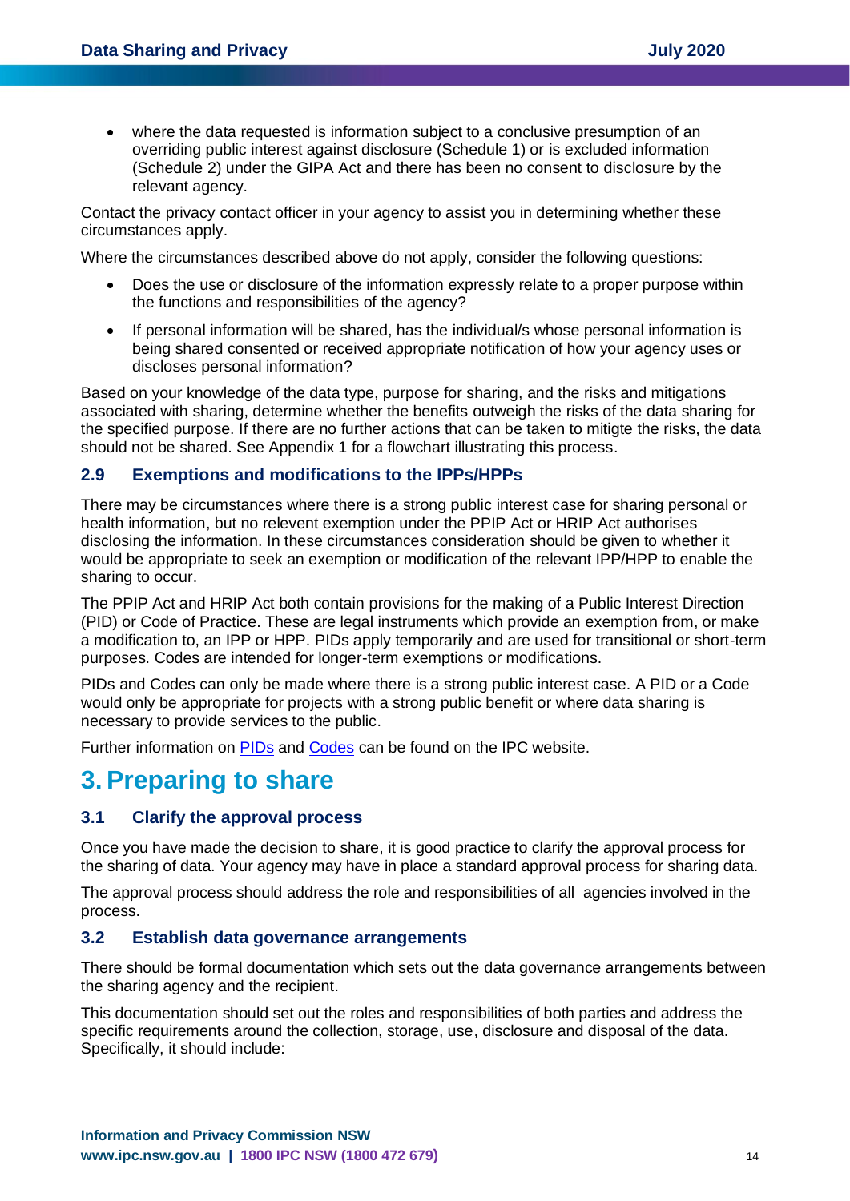- where the data requested is information subject to a conclusive presumption of an overriding public interest against disclosure (Schedule 1) or is excluded information (Schedule 2) under the GIPA Act and there has been no consent to disclosure by the relevant agency.

Contact the privacy contact officer in your agency to assist you in determining whether these circumstances apply.

Where the circumstances described above do not apply, consider the following questions:

- Does the use or disclosure of the information expressly relate to a proper purpose within the functions and responsibilities of the agency?
- If personal information will be shared, has the individual/s whose personal information is being shared consented or received appropriate notification of how your agency uses or discloses personal information?

Based on your knowledge of the data type, purpose for sharing, and the risks and mitigations associated with sharing, determine whether the benefits outweigh the risks of the data sharing for the specified purpose. If there are no further actions that can be taken to mitigate the risks, the data should not be shared. See Appendix 1 for a flowchart illustrating this process.

### 2.9 Exemptions and modifications to the IPPs/HPPs

There may be circumstances where there is a strong public interest case for sharing personal or health information, but no relevent exemption under the PPIP Act or HRIP Act authorises disclosing the information. In these circumstances consideration should be given to whether it would be appropriate to seek an exemption or modification of the relevant IPP/HPP to enable the sharing to occur.

The PPIP Act and HRIP Act both contain provisions for the making of a Public Interest Direction (PID) or Code of Practice. These are legal instruments which provide an exemption from, or make a modification to, an IPP or HPP. PIDs apply temporarily and are used for transitional or short-term purposes. Codes are intended for longer-term exemptions or modifications.

PIDs and Codes can only be made where there is a strong public interest case. A PID or a Code would only be appropriate for projects with a strong public benefit or where data sharing is necessary to provide services to the public.

Further information on PIDs and Codes can be found on the IPC website.

# 3. Preparing to share

### 3.1 Clarify the approval process

Once you have made the decision to share, it is good practice to clarify the approval process for the sharing of data. Your agency may have in place a standard approval process for sharing data.

The approval process should address the role and responsibilities of all agencies involved in the process.

### 3.2 Establish data governance arrangements

There should be formal documentation which sets out the data governance arrangements between the sharing agency and the recipient.

This documentation should set out the roles and responsibilities of both parties and address the specific requirements around the collection, storage, use, disclosure and disposal of the data. Specifically, it should include: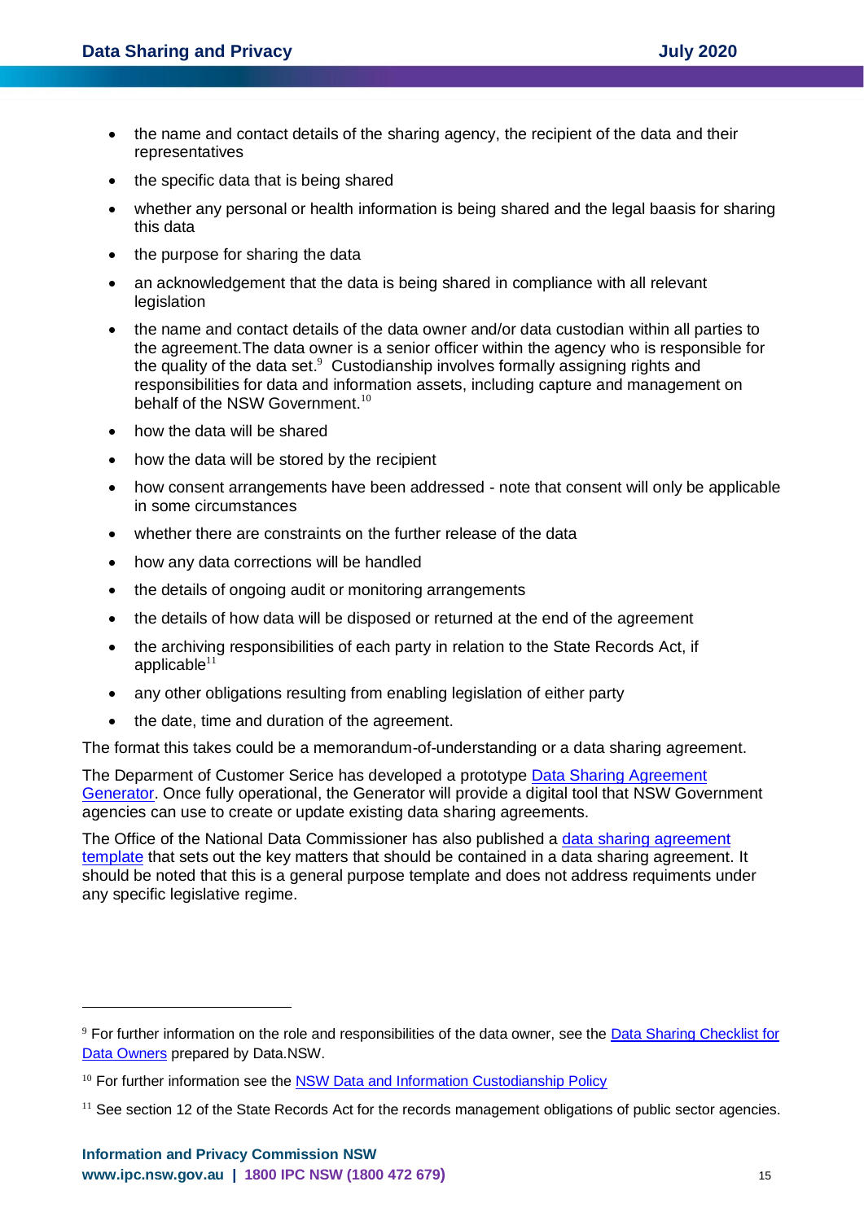- the name and contact details of the sharing agency, the recipient of the data and their representatives
- the specific data that is being shared
- whether any personal or health information is being shared and the legal baasis for sharing this data
- the purpose for sharing the data
- an acknowledgement that the data is being shared in compliance with all relevant legislation
- the name and contact details of the data owner and/or data custodian within all parties to the agreement.The data owner is a senior officer within the agency who is responsible for the quality of the data set.[9] Custodianship involves formally assigning rights and responsibilities for data and information assets, including capture and management on behalf of the NSW Government.[10]
- how the data will be shared
- how the data will be stored by the recipient
- how consent arrangements have been addressed - note that consent will only be applicable in some circumstances
- whether there are constraints on the further release of the data
- how any data corrections will be handled
- the details of ongoing audit or monitoring arrangements
- the details of how data will be disposed or returned at the end of the agreement
- the archiving responsibilities of each party in relation to the State Records Act, if applicable[11]
- any other obligations resulting from enabling legislation of either party
- the date, time and duration of the agreement.

The format this takes could be a memorandum-of-understanding or a data sharing agreement.

The Deparment of Customer Serice has developed a prototype [Data Sharing Agreement Generator](). Once fully operational, the Generator will provide a digital tool that NSW Government agencies can use to create or update existing data sharing agreements.

The Office of the National Data Commissioner has also published a [data sharing agreement template]() that sets out the key matters that should be contained in a data sharing agreement. It should be noted that this is a general purpose template and does not address requiments under any specific legislative regime.

---

[9] For further information on the role and responsibilities of the data owner, see the [Data Sharing Checklist for Data Owners]() prepared by Data.NSW.

[10] For further information see the [NSW Data and Information Custodianship Policy]()

[11] See section 12 of the State Records Act for the records management obligations of public sector agencies.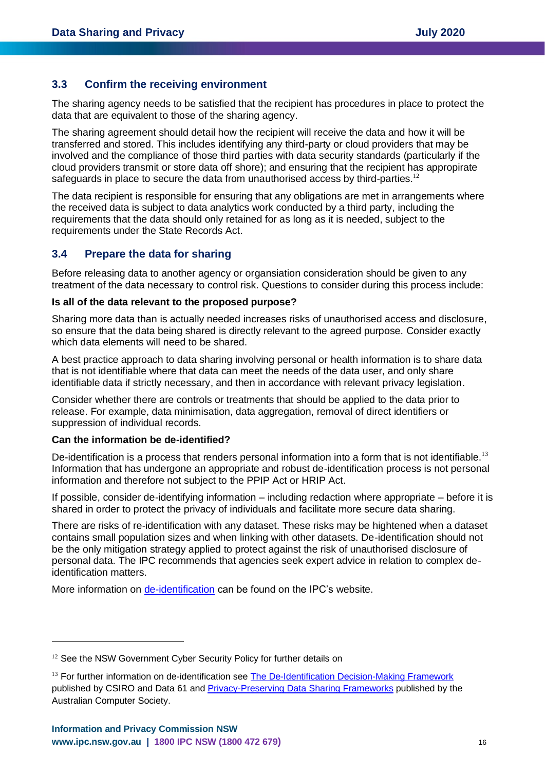## 3.3 Confirm the receiving environment

The sharing agency needs to be satisfied that the recipient has procedures in place to protect the data that are equivalent to those of the sharing agency.

The sharing agreement should detail how the recipient will receive the data and how it will be transferred and stored. This includes identifying any third-party or cloud providers that may be involved and the compliance of those third parties with data security standards (particularly if the cloud providers transmit or store data off shore); and ensuring that the recipient has appropriate safeguards in place to secure the data from unauthorised access by third-parties.[12]

The data recipient is responsible for ensuring that any obligations are met in arrangements where the received data is subject to data analytics work conducted by a third party, including the requirements that the data should only retained for as long as it is needed, subject to the requirements under the State Records Act.

## 3.4 Prepare the data for sharing

Before releasing data to another agency or organsiation consideration should be given to any treatment of the data necessary to control risk. Questions to consider during this process include:

**Is all of the data relevant to the proposed purpose?**

Sharing more data than is actually needed increases risks of unauthorised access and disclosure, so ensure that the data being shared is directly relevant to the agreed purpose. Consider exactly which data elements will need to be shared.

A best practice approach to data sharing involving personal or health information is to share data that is not identifiable where that data can meet the needs of the data user, and only share identifiable data if strictly necessary, and then in accordance with relevant privacy legislation.

Consider whether there are controls or treatments that should be applied to the data prior to release. For example, data minimisation, data aggregation, removal of direct identifiers or suppression of individual records.

**Can the information be de-identified?**

De-identification is a process that renders personal information into a form that is not identifiable.[13] Information that has undergone an appropriate and robust de-identification process is not personal information and therefore not subject to the PPIP Act or HRIP Act.

If possible, consider de-identifying information – including redaction where appropriate – before it is shared in order to protect the privacy of individuals and facilitate more secure data sharing.

There are risks of re-identification with any dataset. These risks may be hightened when a dataset contains small population sizes and when linking with other datasets. De-identification should not be the only mitigation strategy applied to protect against the risk of unauthorised disclosure of personal data. The IPC recommends that agencies seek expert advice in relation to complex de-identification matters.

More information on de-identification can be found on the IPC's website.

---

[12] See the NSW Government Cyber Security Policy for further details on

[13] For further information on de-identification see The De-Identification Decision-Making Framework published by CSIRO and Data 61 and Privacy-Preserving Data Sharing Frameworks published by the Australian Computer Society.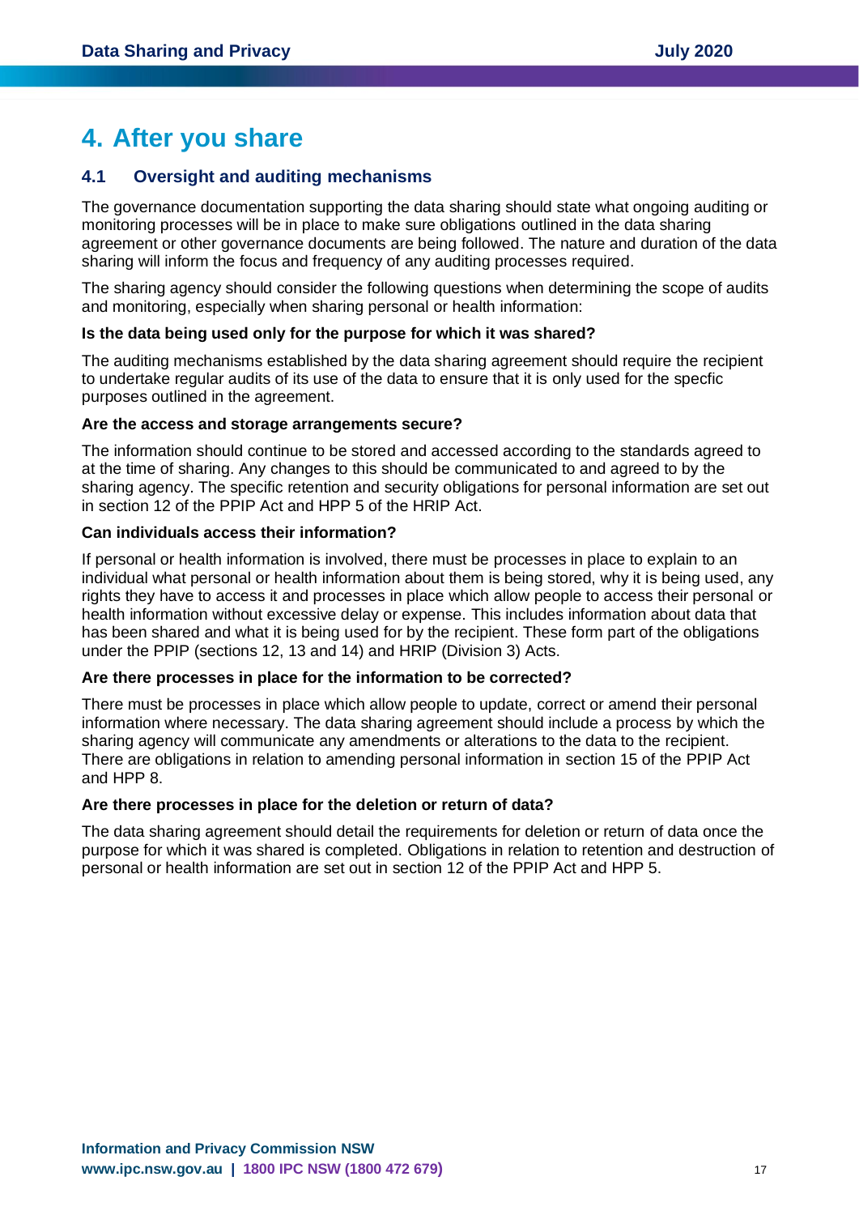# 4. After you share

## 4.1 Oversight and auditing mechanisms

The governance documentation supporting the data sharing should state what ongoing auditing or monitoring processes will be in place to make sure obligations outlined in the data sharing agreement or other governance documents are being followed. The nature and duration of the data sharing will inform the focus and frequency of any auditing processes required.

The sharing agency should consider the following questions when determining the scope of audits and monitoring, especially when sharing personal or health information:

**Is the data being used only for the purpose for which it was shared?**

The auditing mechanisms established by the data sharing agreement should require the recipient to undertake regular audits of its use of the data to ensure that it is only used for the specfic purposes outlined in the agreement.

**Are the access and storage arrangements secure?**

The information should continue to be stored and accessed according to the standards agreed to at the time of sharing. Any changes to this should be communicated to and agreed to by the sharing agency. The specific retention and security obligations for personal information are set out in section 12 of the PPIP Act and HPP 5 of the HRIP Act.

**Can individuals access their information?**

If personal or health information is involved, there must be processes in place to explain to an individual what personal or health information about them is being stored, why it is being used, any rights they have to access it and processes in place which allow people to access their personal or health information without excessive delay or expense. This includes information about data that has been shared and what it is being used for by the recipient. These form part of the obligations under the PPIP (sections 12, 13 and 14) and HRIP (Division 3) Acts.

**Are there processes in place for the information to be corrected?**

There must be processes in place which allow people to update, correct or amend their personal information where necessary. The data sharing agreement should include a process by which the sharing agency will communicate any amendments or alterations to the data to the recipient. There are obligations in relation to amending personal information in section 15 of the PPIP Act and HPP 8.

**Are there processes in place for the deletion or return of data?**

The data sharing agreement should detail the requirements for deletion or return of data once the purpose for which it was shared is completed. Obligations in relation to retention and destruction of personal or health information are set out in section 12 of the PPIP Act and HPP 5.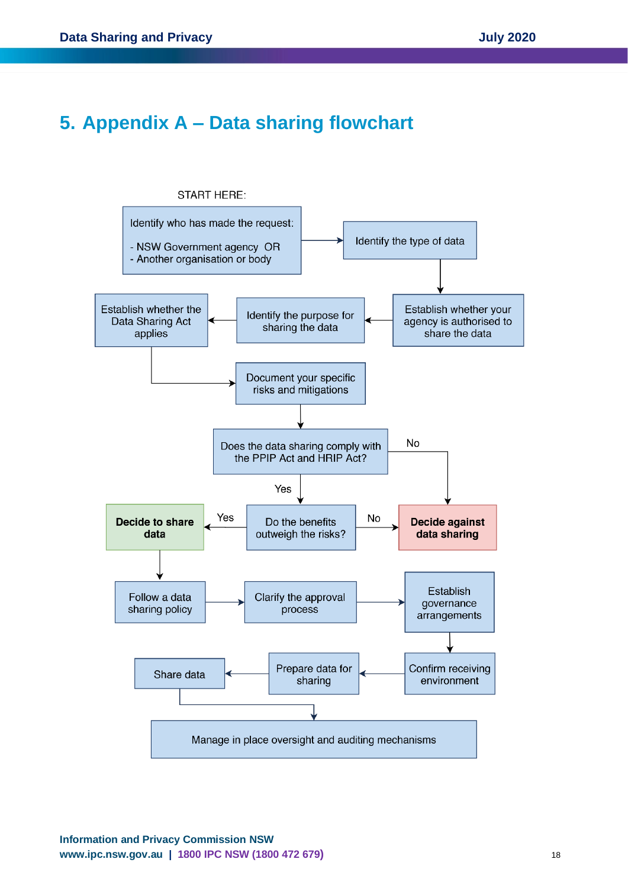# 5. Appendix A – Data sharing flowchart

START HERE:

Identify who has made the request:

- NSW Government agency OR
- Another organisation or body

Identify the type of data

Establish whether your agency is authorised to share the data

Identify the purpose for sharing the data

Establish whether the Data Sharing Act applies

Document your specific risks and mitigations

Does the data sharing comply with the PPIP Act and HRIP Act?

No

Yes

Do the benefits outweigh the risks?

Yes

No

**Decide to share data**

**Decide against data sharing**

Follow a data sharing policy

Clarify the approval process

Establish governance arrangements

Confirm receiving environment

Prepare data for sharing

Share data

Manage in place oversight and auditing mechanisms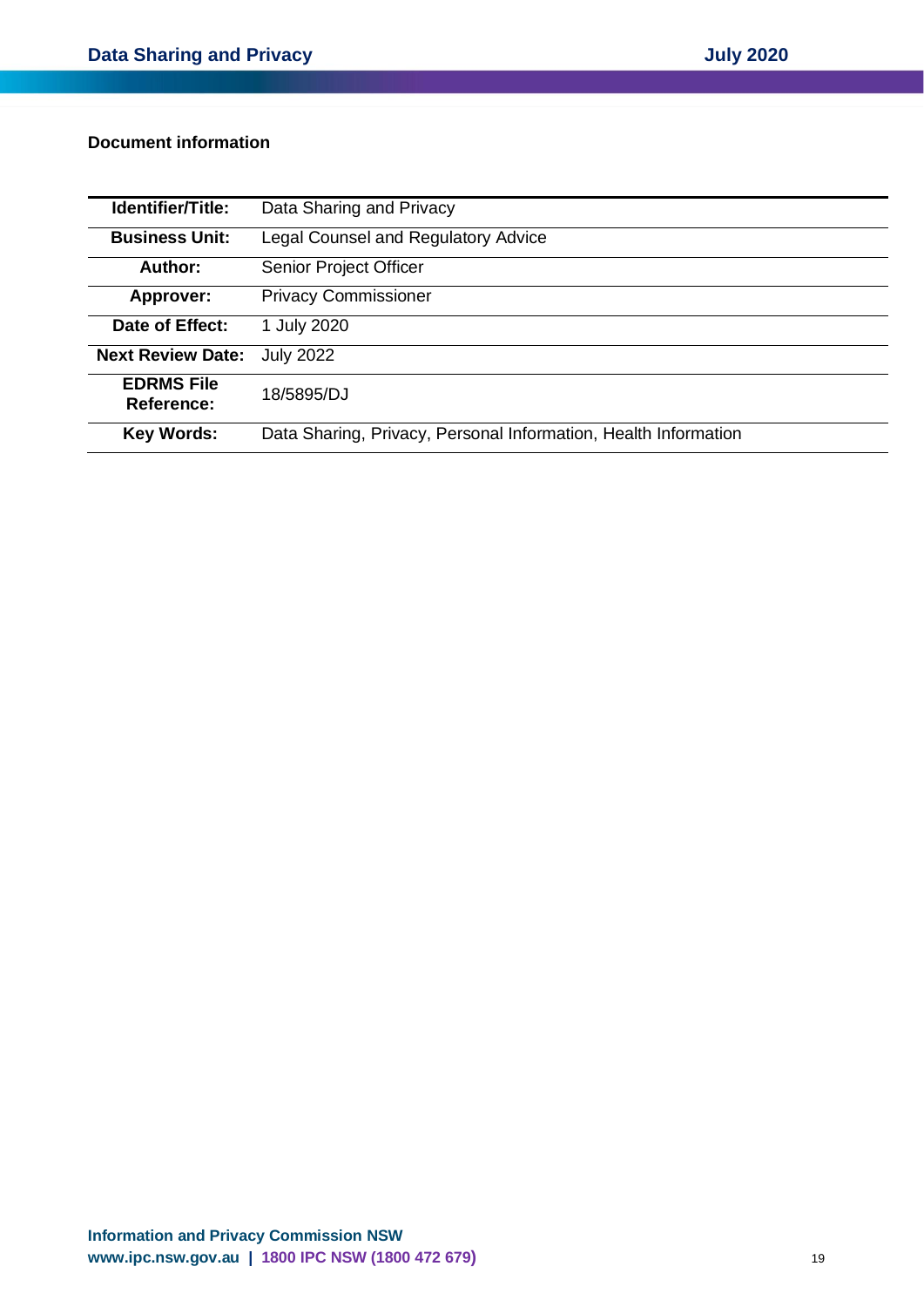**Document information**

| | |
|---|---|
| **Identifier/Title:** | Data Sharing and Privacy |
| **Business Unit:** | Legal Counsel and Regulatory Advice |
| **Author:** | Senior Project Officer |
| **Approver:** | Privacy Commissioner |
| **Date of Effect:** | 1 July 2020 |
| **Next Review Date:** | July 2022 |
| **EDRMS File Reference:** | 18/5895/DJ |
| **Key Words:** | Data Sharing, Privacy, Personal Information, Health Information |